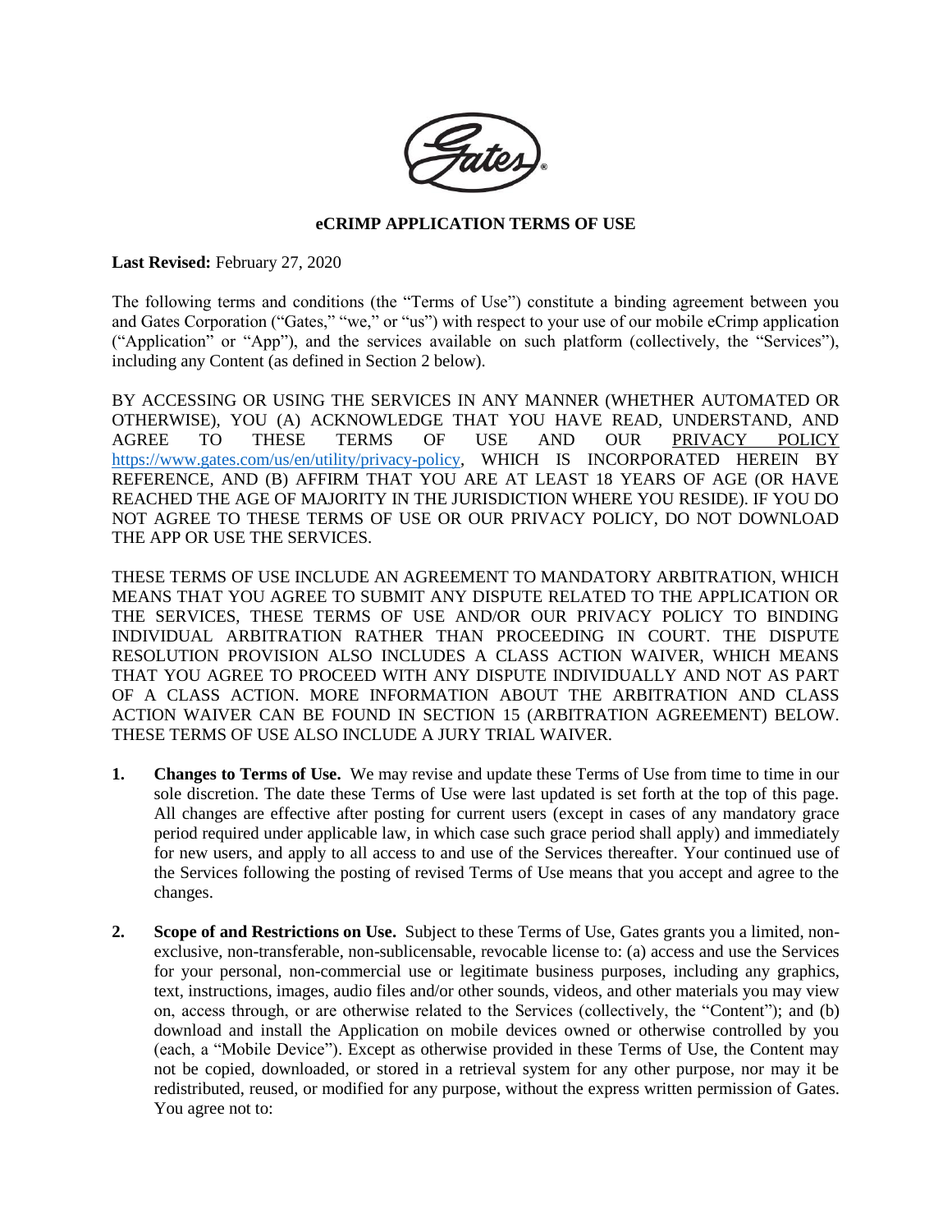# eCRIMP APPLICATION TERMS OF USE

**Last Revised:** February 27, 2020

The following terms and conditions (the "Terms of Use") constitute a binding agreement between you and Gates Corporation ("Gates," "we," or "us") with respect to your use of our mobile eCrimp application ("Application" or "App"), and the services available on such platform (collectively, the "Services"), including any Content (as defined in Section 2 below).

BY ACCESSING OR USING THE SERVICES IN ANY MANNER (WHETHER AUTOMATED OR OTHERWISE), YOU (A) ACKNOWLEDGE THAT YOU HAVE READ, UNDERSTAND, AND AGREE TO THESE TERMS OF USE AND OUR PRIVACY POLICY https://www.gates.com/us/en/utility/privacy-policy, WHICH IS INCORPORATED HEREIN BY REFERENCE, AND (B) AFFIRM THAT YOU ARE AT LEAST 18 YEARS OF AGE (OR HAVE REACHED THE AGE OF MAJORITY IN THE JURISDICTION WHERE YOU RESIDE). IF YOU DO NOT AGREE TO THESE TERMS OF USE OR OUR PRIVACY POLICY, DO NOT DOWNLOAD THE APP OR USE THE SERVICES.

THESE TERMS OF USE INCLUDE AN AGREEMENT TO MANDATORY ARBITRATION, WHICH MEANS THAT YOU AGREE TO SUBMIT ANY DISPUTE RELATED TO THE APPLICATION OR THE SERVICES, THESE TERMS OF USE AND/OR OUR PRIVACY POLICY TO BINDING INDIVIDUAL ARBITRATION RATHER THAN PROCEEDING IN COURT. THE DISPUTE RESOLUTION PROVISION ALSO INCLUDES A CLASS ACTION WAIVER, WHICH MEANS THAT YOU AGREE TO PROCEED WITH ANY DISPUTE INDIVIDUALLY AND NOT AS PART OF A CLASS ACTION. MORE INFORMATION ABOUT THE ARBITRATION AND CLASS ACTION WAIVER CAN BE FOUND IN SECTION 15 (ARBITRATION AGREEMENT) BELOW. THESE TERMS OF USE ALSO INCLUDE A JURY TRIAL WAIVER.

1. **Changes to Terms of Use.** We may revise and update these Terms of Use from time to time in our sole discretion. The date these Terms of Use were last updated is set forth at the top of this page. All changes are effective after posting for current users (except in cases of any mandatory grace period required under applicable law, in which case such grace period shall apply) and immediately for new users, and apply to all access to and use of the Services thereafter. Your continued use of the Services following the posting of revised Terms of Use means that you accept and agree to the changes.

2. **Scope of and Restrictions on Use.** Subject to these Terms of Use, Gates grants you a limited, non-exclusive, non-transferable, non-sublicensable, revocable license to: (a) access and use the Services for your personal, non-commercial use or legitimate business purposes, including any graphics, text, instructions, images, audio files and/or other sounds, videos, and other materials you may view on, access through, or are otherwise related to the Services (collectively, the "Content"); and (b) download and install the Application on mobile devices owned or otherwise controlled by you (each, a "Mobile Device"). Except as otherwise provided in these Terms of Use, the Content may not be copied, downloaded, or stored in a retrieval system for any other purpose, nor may it be redistributed, reused, or modified for any purpose, without the express written permission of Gates. You agree not to: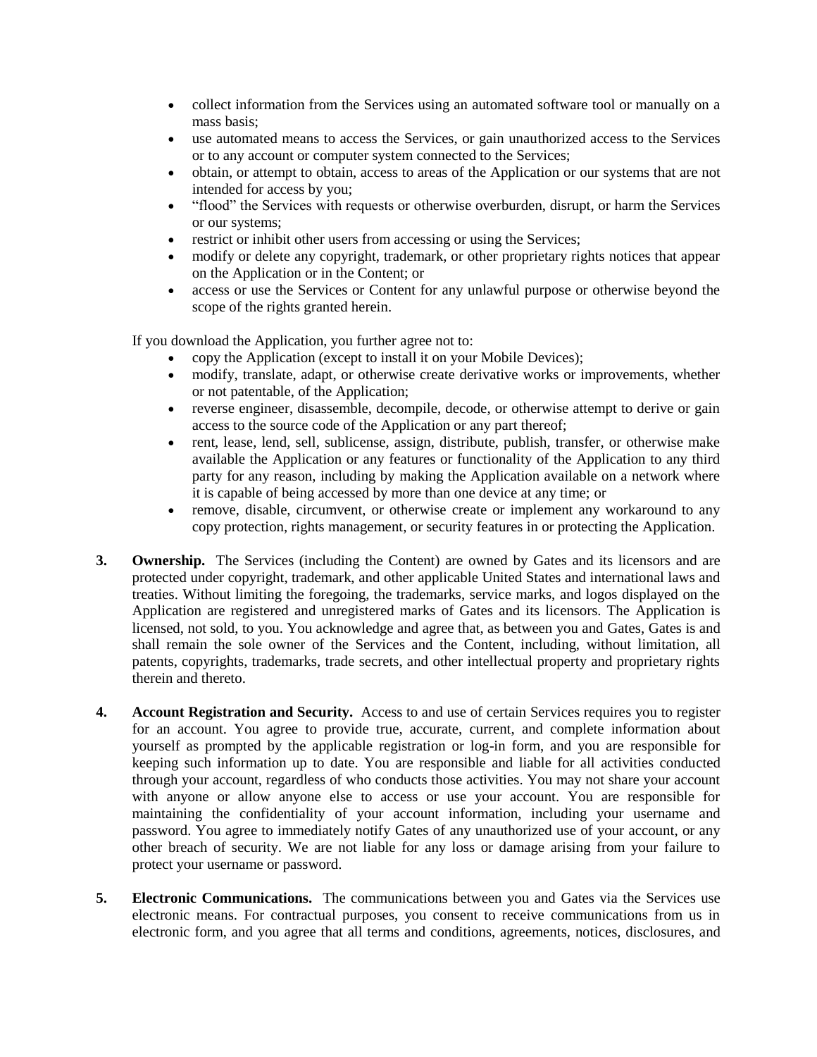- collect information from the Services using an automated software tool or manually on a mass basis;
- use automated means to access the Services, or gain unauthorized access to the Services or to any account or computer system connected to the Services;
- obtain, or attempt to obtain, access to areas of the Application or our systems that are not intended for access by you;
- "flood" the Services with requests or otherwise overburden, disrupt, or harm the Services or our systems;
- restrict or inhibit other users from accessing or using the Services;
- modify or delete any copyright, trademark, or other proprietary rights notices that appear on the Application or in the Content; or
- access or use the Services or Content for any unlawful purpose or otherwise beyond the scope of the rights granted herein.

If you download the Application, you further agree not to:

- copy the Application (except to install it on your Mobile Devices);
- modify, translate, adapt, or otherwise create derivative works or improvements, whether or not patentable, of the Application;
- reverse engineer, disassemble, decompile, decode, or otherwise attempt to derive or gain access to the source code of the Application or any part thereof;
- rent, lease, lend, sell, sublicense, assign, distribute, publish, transfer, or otherwise make available the Application or any features or functionality of the Application to any third party for any reason, including by making the Application available on a network where it is capable of being accessed by more than one device at any time; or
- remove, disable, circumvent, or otherwise create or implement any workaround to any copy protection, rights management, or security features in or protecting the Application.

**3. Ownership.** The Services (including the Content) are owned by Gates and its licensors and are protected under copyright, trademark, and other applicable United States and international laws and treaties. Without limiting the foregoing, the trademarks, service marks, and logos displayed on the Application are registered and unregistered marks of Gates and its licensors. The Application is licensed, not sold, to you. You acknowledge and agree that, as between you and Gates, Gates is and shall remain the sole owner of the Services and the Content, including, without limitation, all patents, copyrights, trademarks, trade secrets, and other intellectual property and proprietary rights therein and thereto.

**4. Account Registration and Security.** Access to and use of certain Services requires you to register for an account. You agree to provide true, accurate, current, and complete information about yourself as prompted by the applicable registration or log-in form, and you are responsible for keeping such information up to date. You are responsible and liable for all activities conducted through your account, regardless of who conducts those activities. You may not share your account with anyone or allow anyone else to access or use your account. You are responsible for maintaining the confidentiality of your account information, including your username and password. You agree to immediately notify Gates of any unauthorized use of your account, or any other breach of security. We are not liable for any loss or damage arising from your failure to protect your username or password.

**5. Electronic Communications.** The communications between you and Gates via the Services use electronic means. For contractual purposes, you consent to receive communications from us in electronic form, and you agree that all terms and conditions, agreements, notices, disclosures, and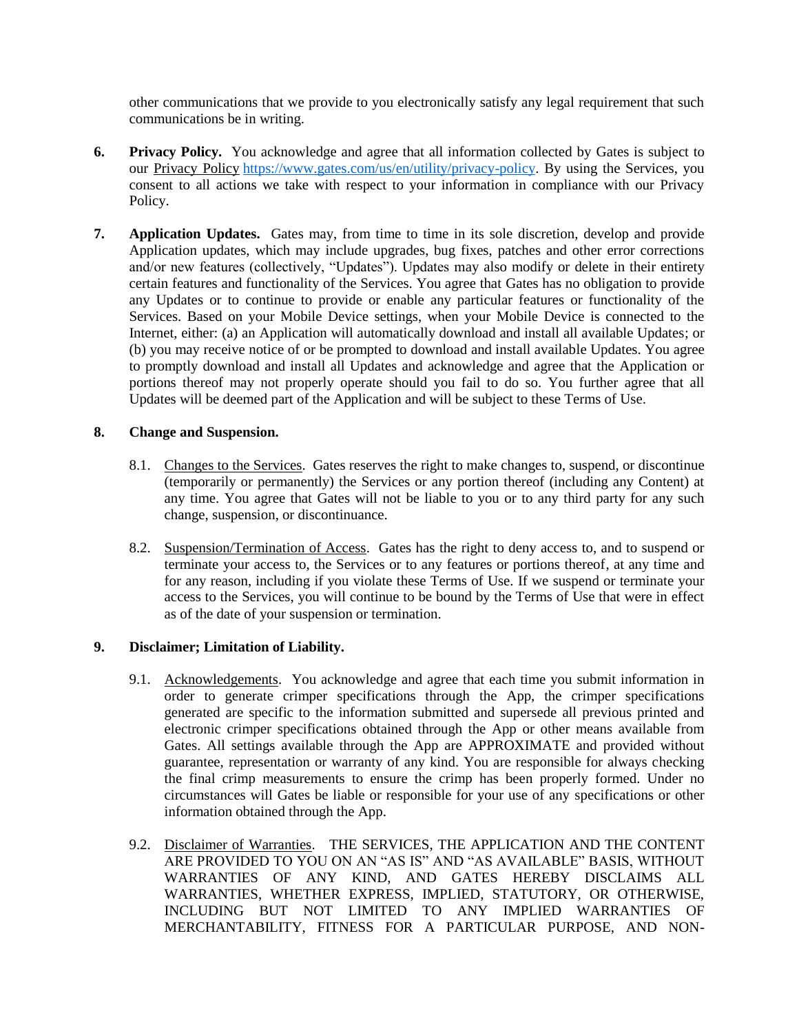other communications that we provide to you electronically satisfy any legal requirement that such communications be in writing.

**6. Privacy Policy.** You acknowledge and agree that all information collected by Gates is subject to our Privacy Policy https://www.gates.com/us/en/utility/privacy-policy. By using the Services, you consent to all actions we take with respect to your information in compliance with our Privacy Policy.

**7. Application Updates.** Gates may, from time to time in its sole discretion, develop and provide Application updates, which may include upgrades, bug fixes, patches and other error corrections and/or new features (collectively, "Updates"). Updates may also modify or delete in their entirety certain features and functionality of the Services. You agree that Gates has no obligation to provide any Updates or to continue to provide or enable any particular features or functionality of the Services. Based on your Mobile Device settings, when your Mobile Device is connected to the Internet, either: (a) an Application will automatically download and install all available Updates; or (b) you may receive notice of or be prompted to download and install available Updates. You agree to promptly download and install all Updates and acknowledge and agree that the Application or portions thereof may not properly operate should you fail to do so. You further agree that all Updates will be deemed part of the Application and will be subject to these Terms of Use.

**8. Change and Suspension.**

8.1. Changes to the Services. Gates reserves the right to make changes to, suspend, or discontinue (temporarily or permanently) the Services or any portion thereof (including any Content) at any time. You agree that Gates will not be liable to you or to any third party for any such change, suspension, or discontinuance.

8.2. Suspension/Termination of Access. Gates has the right to deny access to, and to suspend or terminate your access to, the Services or to any features or portions thereof, at any time and for any reason, including if you violate these Terms of Use. If we suspend or terminate your access to the Services, you will continue to be bound by the Terms of Use that were in effect as of the date of your suspension or termination.

**9. Disclaimer; Limitation of Liability.**

9.1. Acknowledgements. You acknowledge and agree that each time you submit information in order to generate crimper specifications through the App, the crimper specifications generated are specific to the information submitted and supersede all previous printed and electronic crimper specifications obtained through the App or other means available from Gates. All settings available through the App are APPROXIMATE and provided without guarantee, representation or warranty of any kind. You are responsible for always checking the final crimp measurements to ensure the crimp has been properly formed. Under no circumstances will Gates be liable or responsible for your use of any specifications or other information obtained through the App.

9.2. Disclaimer of Warranties. THE SERVICES, THE APPLICATION AND THE CONTENT ARE PROVIDED TO YOU ON AN "AS IS" AND "AS AVAILABLE" BASIS, WITHOUT WARRANTIES OF ANY KIND, AND GATES HEREBY DISCLAIMS ALL WARRANTIES, WHETHER EXPRESS, IMPLIED, STATUTORY, OR OTHERWISE, INCLUDING BUT NOT LIMITED TO ANY IMPLIED WARRANTIES OF MERCHANTABILITY, FITNESS FOR A PARTICULAR PURPOSE, AND NON-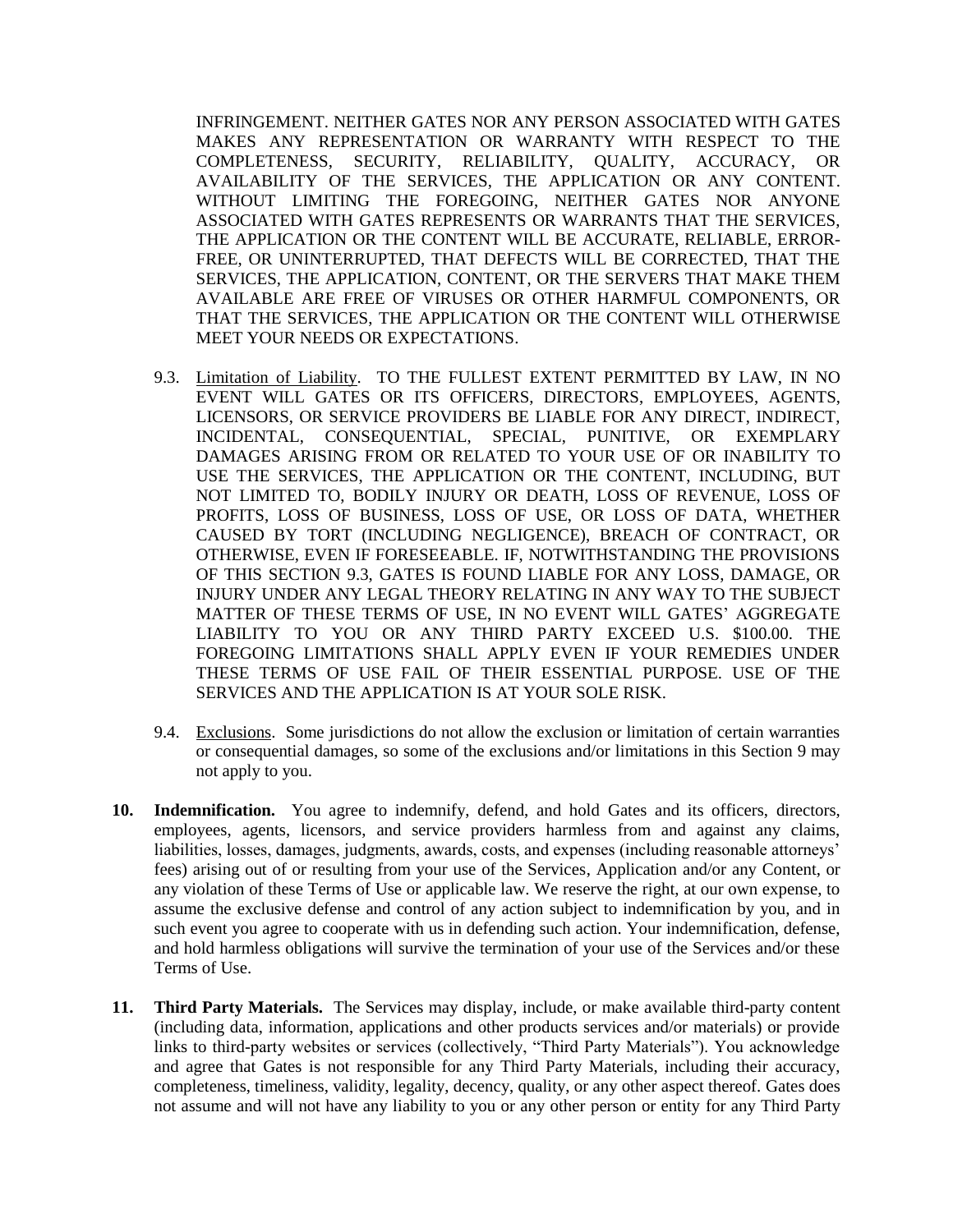INFRINGEMENT. NEITHER GATES NOR ANY PERSON ASSOCIATED WITH GATES MAKES ANY REPRESENTATION OR WARRANTY WITH RESPECT TO THE COMPLETENESS, SECURITY, RELIABILITY, QUALITY, ACCURACY, OR AVAILABILITY OF THE SERVICES, THE APPLICATION OR ANY CONTENT. WITHOUT LIMITING THE FOREGOING, NEITHER GATES NOR ANYONE ASSOCIATED WITH GATES REPRESENTS OR WARRANTS THAT THE SERVICES, THE APPLICATION OR THE CONTENT WILL BE ACCURATE, RELIABLE, ERROR-FREE, OR UNINTERRUPTED, THAT DEFECTS WILL BE CORRECTED, THAT THE SERVICES, THE APPLICATION, CONTENT, OR THE SERVERS THAT MAKE THEM AVAILABLE ARE FREE OF VIRUSES OR OTHER HARMFUL COMPONENTS, OR THAT THE SERVICES, THE APPLICATION OR THE CONTENT WILL OTHERWISE MEET YOUR NEEDS OR EXPECTATIONS.

9.3. Limitation of Liability. TO THE FULLEST EXTENT PERMITTED BY LAW, IN NO EVENT WILL GATES OR ITS OFFICERS, DIRECTORS, EMPLOYEES, AGENTS, LICENSORS, OR SERVICE PROVIDERS BE LIABLE FOR ANY DIRECT, INDIRECT, INCIDENTAL, CONSEQUENTIAL, SPECIAL, PUNITIVE, OR EXEMPLARY DAMAGES ARISING FROM OR RELATED TO YOUR USE OF OR INABILITY TO USE THE SERVICES, THE APPLICATION OR THE CONTENT, INCLUDING, BUT NOT LIMITED TO, BODILY INJURY OR DEATH, LOSS OF REVENUE, LOSS OF PROFITS, LOSS OF BUSINESS, LOSS OF USE, OR LOSS OF DATA, WHETHER CAUSED BY TORT (INCLUDING NEGLIGENCE), BREACH OF CONTRACT, OR OTHERWISE, EVEN IF FORESEEABLE. IF, NOTWITHSTANDING THE PROVISIONS OF THIS SECTION 9.3, GATES IS FOUND LIABLE FOR ANY LOSS, DAMAGE, OR INJURY UNDER ANY LEGAL THEORY RELATING IN ANY WAY TO THE SUBJECT MATTER OF THESE TERMS OF USE, IN NO EVENT WILL GATES' AGGREGATE LIABILITY TO YOU OR ANY THIRD PARTY EXCEED U.S. $100.00. THE FOREGOING LIMITATIONS SHALL APPLY EVEN IF YOUR REMEDIES UNDER THESE TERMS OF USE FAIL OF THEIR ESSENTIAL PURPOSE. USE OF THE SERVICES AND THE APPLICATION IS AT YOUR SOLE RISK.

9.4. Exclusions. Some jurisdictions do not allow the exclusion or limitation of certain warranties or consequential damages, so some of the exclusions and/or limitations in this Section 9 may not apply to you.

**10. Indemnification.** You agree to indemnify, defend, and hold Gates and its officers, directors, employees, agents, licensors, and service providers harmless from and against any claims, liabilities, losses, damages, judgments, awards, costs, and expenses (including reasonable attorneys' fees) arising out of or resulting from your use of the Services, Application and/or any Content, or any violation of these Terms of Use or applicable law. We reserve the right, at our own expense, to assume the exclusive defense and control of any action subject to indemnification by you, and in such event you agree to cooperate with us in defending such action. Your indemnification, defense, and hold harmless obligations will survive the termination of your use of the Services and/or these Terms of Use.

**11. Third Party Materials.** The Services may display, include, or make available third-party content (including data, information, applications and other products services and/or materials) or provide links to third-party websites or services (collectively, "Third Party Materials"). You acknowledge and agree that Gates is not responsible for any Third Party Materials, including their accuracy, completeness, timeliness, validity, legality, decency, quality, or any other aspect thereof. Gates does not assume and will not have any liability to you or any other person or entity for any Third Party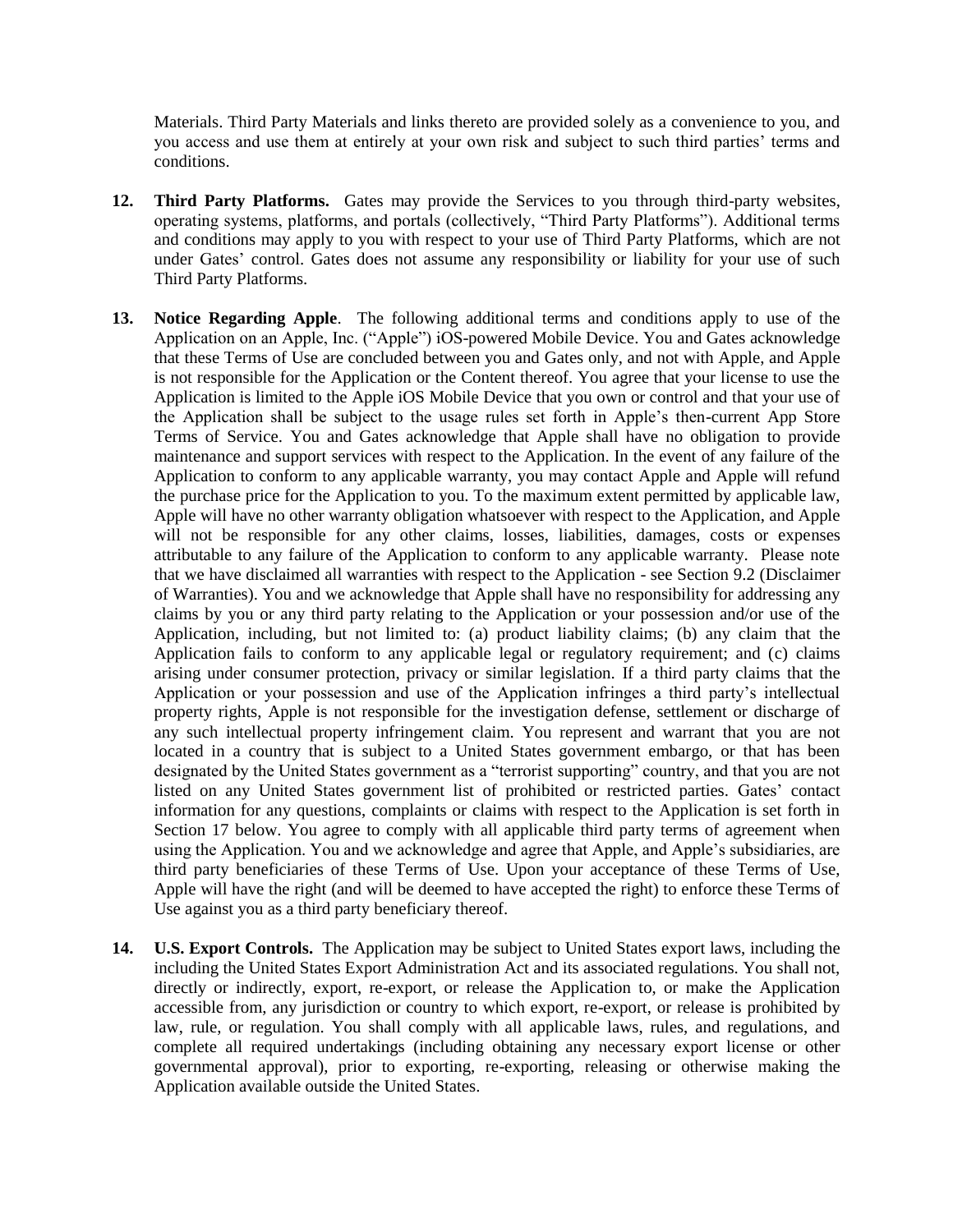Materials. Third Party Materials and links thereto are provided solely as a convenience to you, and you access and use them at entirely at your own risk and subject to such third parties' terms and conditions.

**12. Third Party Platforms.** Gates may provide the Services to you through third-party websites, operating systems, platforms, and portals (collectively, "Third Party Platforms"). Additional terms and conditions may apply to you with respect to your use of Third Party Platforms, which are not under Gates' control. Gates does not assume any responsibility or liability for your use of such Third Party Platforms.

**13. Notice Regarding Apple**. The following additional terms and conditions apply to use of the Application on an Apple, Inc. ("Apple") iOS-powered Mobile Device. You and Gates acknowledge that these Terms of Use are concluded between you and Gates only, and not with Apple, and Apple is not responsible for the Application or the Content thereof. You agree that your license to use the Application is limited to the Apple iOS Mobile Device that you own or control and that your use of the Application shall be subject to the usage rules set forth in Apple's then-current App Store Terms of Service. You and Gates acknowledge that Apple shall have no obligation to provide maintenance and support services with respect to the Application. In the event of any failure of the Application to conform to any applicable warranty, you may contact Apple and Apple will refund the purchase price for the Application to you. To the maximum extent permitted by applicable law, Apple will have no other warranty obligation whatsoever with respect to the Application, and Apple will not be responsible for any other claims, losses, liabilities, damages, costs or expenses attributable to any failure of the Application to conform to any applicable warranty. Please note that we have disclaimed all warranties with respect to the Application - see Section 9.2 (Disclaimer of Warranties). You and we acknowledge that Apple shall have no responsibility for addressing any claims by you or any third party relating to the Application or your possession and/or use of the Application, including, but not limited to: (a) product liability claims; (b) any claim that the Application fails to conform to any applicable legal or regulatory requirement; and (c) claims arising under consumer protection, privacy or similar legislation. If a third party claims that the Application or your possession and use of the Application infringes a third party's intellectual property rights, Apple is not responsible for the investigation defense, settlement or discharge of any such intellectual property infringement claim. You represent and warrant that you are not located in a country that is subject to a United States government embargo, or that has been designated by the United States government as a "terrorist supporting" country, and that you are not listed on any United States government list of prohibited or restricted parties. Gates' contact information for any questions, complaints or claims with respect to the Application is set forth in Section 17 below. You agree to comply with all applicable third party terms of agreement when using the Application. You and we acknowledge and agree that Apple, and Apple's subsidiaries, are third party beneficiaries of these Terms of Use. Upon your acceptance of these Terms of Use, Apple will have the right (and will be deemed to have accepted the right) to enforce these Terms of Use against you as a third party beneficiary thereof.

**14. U.S. Export Controls.** The Application may be subject to United States export laws, including the including the United States Export Administration Act and its associated regulations. You shall not, directly or indirectly, export, re-export, or release the Application to, or make the Application accessible from, any jurisdiction or country to which export, re-export, or release is prohibited by law, rule, or regulation. You shall comply with all applicable laws, rules, and regulations, and complete all required undertakings (including obtaining any necessary export license or other governmental approval), prior to exporting, re-exporting, releasing or otherwise making the Application available outside the United States.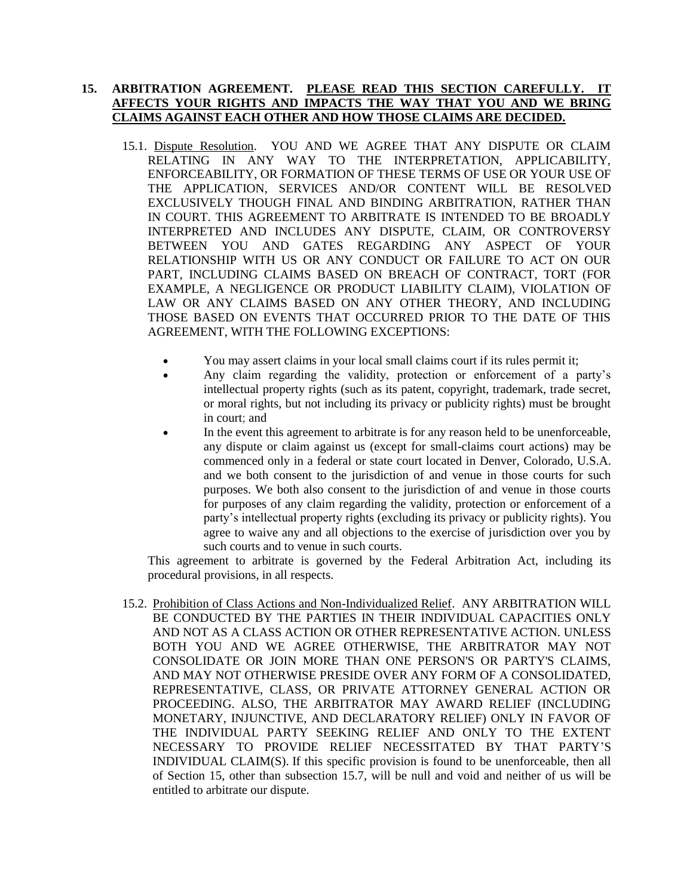**15. ARBITRATION AGREEMENT. <u>PLEASE READ THIS SECTION CAREFULLY. IT AFFECTS YOUR RIGHTS AND IMPACTS THE WAY THAT YOU AND WE BRING CLAIMS AGAINST EACH OTHER AND HOW THOSE CLAIMS ARE DECIDED.</u>**

15.1. <u>Dispute Resolution</u>. YOU AND WE AGREE THAT ANY DISPUTE OR CLAIM RELATING IN ANY WAY TO THE INTERPRETATION, APPLICABILITY, ENFORCEABILITY, OR FORMATION OF THESE TERMS OF USE OR YOUR USE OF THE APPLICATION, SERVICES AND/OR CONTENT WILL BE RESOLVED EXCLUSIVELY THOUGH FINAL AND BINDING ARBITRATION, RATHER THAN IN COURT. THIS AGREEMENT TO ARBITRATE IS INTENDED TO BE BROADLY INTERPRETED AND INCLUDES ANY DISPUTE, CLAIM, OR CONTROVERSY BETWEEN YOU AND GATES REGARDING ANY ASPECT OF YOUR RELATIONSHIP WITH US OR ANY CONDUCT OR FAILURE TO ACT ON OUR PART, INCLUDING CLAIMS BASED ON BREACH OF CONTRACT, TORT (FOR EXAMPLE, A NEGLIGENCE OR PRODUCT LIABILITY CLAIM), VIOLATION OF LAW OR ANY CLAIMS BASED ON ANY OTHER THEORY, AND INCLUDING THOSE BASED ON EVENTS THAT OCCURRED PRIOR TO THE DATE OF THIS AGREEMENT, WITH THE FOLLOWING EXCEPTIONS:

- You may assert claims in your local small claims court if its rules permit it;
- Any claim regarding the validity, protection or enforcement of a party's intellectual property rights (such as its patent, copyright, trademark, trade secret, or moral rights, but not including its privacy or publicity rights) must be brought in court; and
- In the event this agreement to arbitrate is for any reason held to be unenforceable, any dispute or claim against us (except for small-claims court actions) may be commenced only in a federal or state court located in Denver, Colorado, U.S.A. and we both consent to the jurisdiction of and venue in those courts for such purposes. We both also consent to the jurisdiction of and venue in those courts for purposes of any claim regarding the validity, protection or enforcement of a party's intellectual property rights (excluding its privacy or publicity rights). You agree to waive any and all objections to the exercise of jurisdiction over you by such courts and to venue in such courts.

This agreement to arbitrate is governed by the Federal Arbitration Act, including its procedural provisions, in all respects.

15.2. <u>Prohibition of Class Actions and Non-Individualized Relief</u>. ANY ARBITRATION WILL BE CONDUCTED BY THE PARTIES IN THEIR INDIVIDUAL CAPACITIES ONLY AND NOT AS A CLASS ACTION OR OTHER REPRESENTATIVE ACTION. UNLESS BOTH YOU AND WE AGREE OTHERWISE, THE ARBITRATOR MAY NOT CONSOLIDATE OR JOIN MORE THAN ONE PERSON'S OR PARTY'S CLAIMS, AND MAY NOT OTHERWISE PRESIDE OVER ANY FORM OF A CONSOLIDATED, REPRESENTATIVE, CLASS, OR PRIVATE ATTORNEY GENERAL ACTION OR PROCEEDING. ALSO, THE ARBITRATOR MAY AWARD RELIEF (INCLUDING MONETARY, INJUNCTIVE, AND DECLARATORY RELIEF) ONLY IN FAVOR OF THE INDIVIDUAL PARTY SEEKING RELIEF AND ONLY TO THE EXTENT NECESSARY TO PROVIDE RELIEF NECESSITATED BY THAT PARTY'S INDIVIDUAL CLAIM(S). If this specific provision is found to be unenforceable, then all of Section 15, other than subsection 15.7, will be null and void and neither of us will be entitled to arbitrate our dispute.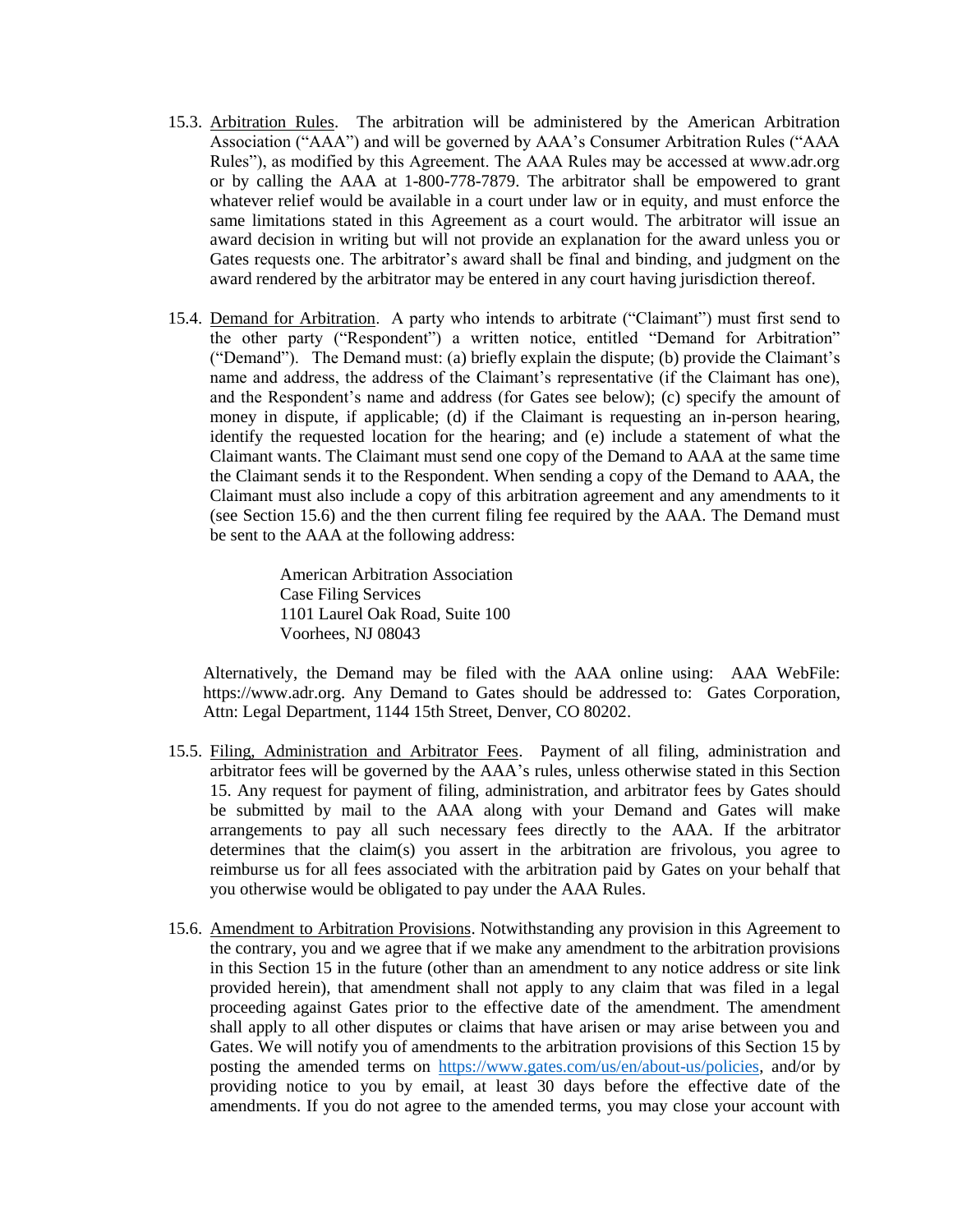15.3. <u>Arbitration Rules</u>. The arbitration will be administered by the American Arbitration Association ("AAA") and will be governed by AAA's Consumer Arbitration Rules ("AAA Rules"), as modified by this Agreement. The AAA Rules may be accessed at www.adr.org or by calling the AAA at 1-800-778-7879. The arbitrator shall be empowered to grant whatever relief would be available in a court under law or in equity, and must enforce the same limitations stated in this Agreement as a court would. The arbitrator will issue an award decision in writing but will not provide an explanation for the award unless you or Gates requests one. The arbitrator's award shall be final and binding, and judgment on the award rendered by the arbitrator may be entered in any court having jurisdiction thereof.

15.4. <u>Demand for Arbitration</u>. A party who intends to arbitrate ("Claimant") must first send to the other party ("Respondent") a written notice, entitled "Demand for Arbitration" ("Demand"). The Demand must: (a) briefly explain the dispute; (b) provide the Claimant's name and address, the address of the Claimant's representative (if the Claimant has one), and the Respondent's name and address (for Gates see below); (c) specify the amount of money in dispute, if applicable; (d) if the Claimant is requesting an in-person hearing, identify the requested location for the hearing; and (e) include a statement of what the Claimant wants. The Claimant must send one copy of the Demand to AAA at the same time the Claimant sends it to the Respondent. When sending a copy of the Demand to AAA, the Claimant must also include a copy of this arbitration agreement and any amendments to it (see Section 15.6) and the then current filing fee required by the AAA. The Demand must be sent to the AAA at the following address:

> American Arbitration Association
> Case Filing Services
> 1101 Laurel Oak Road, Suite 100
> Voorhees, NJ 08043

Alternatively, the Demand may be filed with the AAA online using: AAA WebFile: https://www.adr.org. Any Demand to Gates should be addressed to: Gates Corporation, Attn: Legal Department, 1144 15th Street, Denver, CO 80202.

15.5. <u>Filing, Administration and Arbitrator Fees</u>. Payment of all filing, administration and arbitrator fees will be governed by the AAA's rules, unless otherwise stated in this Section 15. Any request for payment of filing, administration, and arbitrator fees by Gates should be submitted by mail to the AAA along with your Demand and Gates will make arrangements to pay all such necessary fees directly to the AAA. If the arbitrator determines that the claim(s) you assert in the arbitration are frivolous, you agree to reimburse us for all fees associated with the arbitration paid by Gates on your behalf that you otherwise would be obligated to pay under the AAA Rules.

15.6. <u>Amendment to Arbitration Provisions</u>. Notwithstanding any provision in this Agreement to the contrary, you and we agree that if we make any amendment to the arbitration provisions in this Section 15 in the future (other than an amendment to any notice address or site link provided herein), that amendment shall not apply to any claim that was filed in a legal proceeding against Gates prior to the effective date of the amendment. The amendment shall apply to all other disputes or claims that have arisen or may arise between you and Gates. We will notify you of amendments to the arbitration provisions of this Section 15 by posting the amended terms on https://www.gates.com/us/en/about-us/policies, and/or by providing notice to you by email, at least 30 days before the effective date of the amendments. If you do not agree to the amended terms, you may close your account with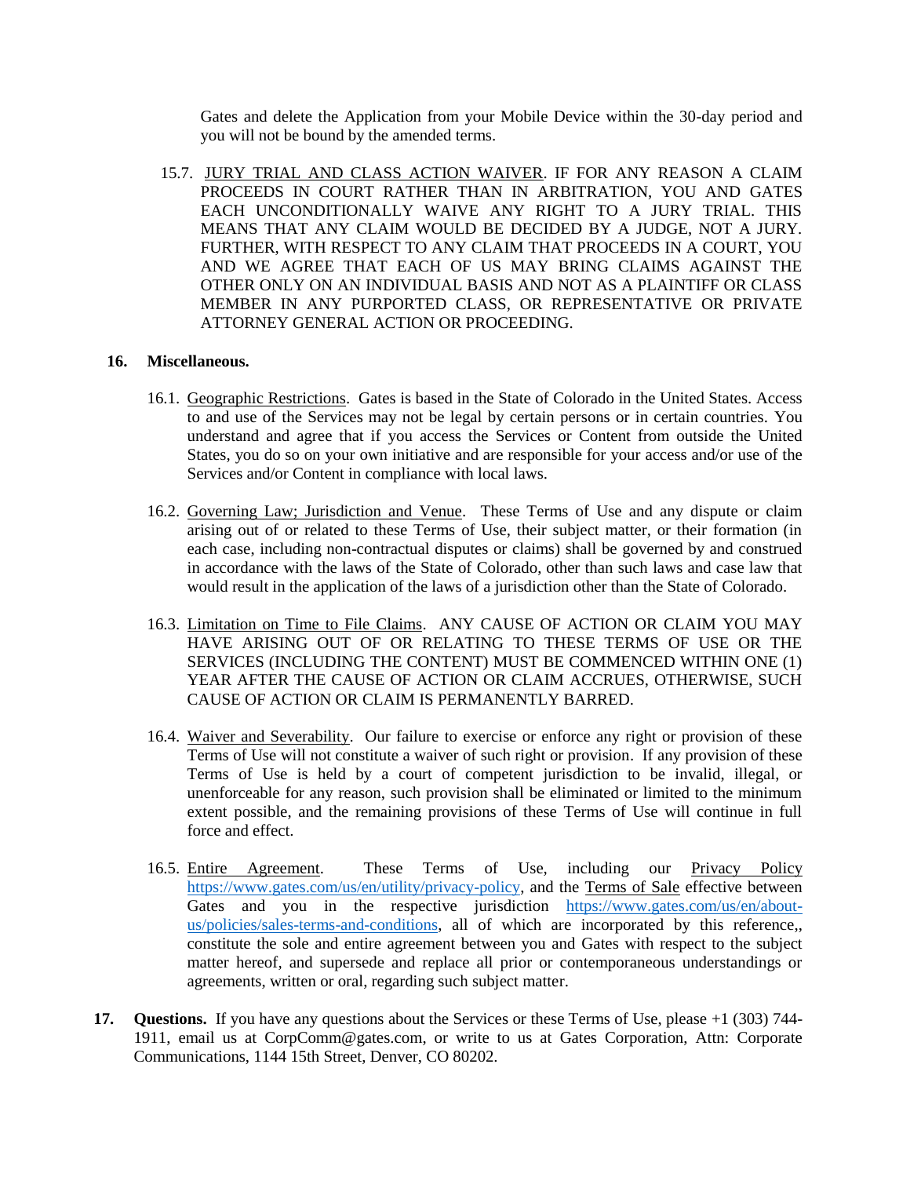Gates and delete the Application from your Mobile Device within the 30-day period and you will not be bound by the amended terms.

15.7. JURY TRIAL AND CLASS ACTION WAIVER. IF FOR ANY REASON A CLAIM PROCEEDS IN COURT RATHER THAN IN ARBITRATION, YOU AND GATES EACH UNCONDITIONALLY WAIVE ANY RIGHT TO A JURY TRIAL. THIS MEANS THAT ANY CLAIM WOULD BE DECIDED BY A JUDGE, NOT A JURY. FURTHER, WITH RESPECT TO ANY CLAIM THAT PROCEEDS IN A COURT, YOU AND WE AGREE THAT EACH OF US MAY BRING CLAIMS AGAINST THE OTHER ONLY ON AN INDIVIDUAL BASIS AND NOT AS A PLAINTIFF OR CLASS MEMBER IN ANY PURPORTED CLASS, OR REPRESENTATIVE OR PRIVATE ATTORNEY GENERAL ACTION OR PROCEEDING.

**16. Miscellaneous.**

16.1. Geographic Restrictions. Gates is based in the State of Colorado in the United States. Access to and use of the Services may not be legal by certain persons or in certain countries. You understand and agree that if you access the Services or Content from outside the United States, you do so on your own initiative and are responsible for your access and/or use of the Services and/or Content in compliance with local laws.

16.2. Governing Law; Jurisdiction and Venue. These Terms of Use and any dispute or claim arising out of or related to these Terms of Use, their subject matter, or their formation (in each case, including non-contractual disputes or claims) shall be governed by and construed in accordance with the laws of the State of Colorado, other than such laws and case law that would result in the application of the laws of a jurisdiction other than the State of Colorado.

16.3. Limitation on Time to File Claims. ANY CAUSE OF ACTION OR CLAIM YOU MAY HAVE ARISING OUT OF OR RELATING TO THESE TERMS OF USE OR THE SERVICES (INCLUDING THE CONTENT) MUST BE COMMENCED WITHIN ONE (1) YEAR AFTER THE CAUSE OF ACTION OR CLAIM ACCRUES, OTHERWISE, SUCH CAUSE OF ACTION OR CLAIM IS PERMANENTLY BARRED.

16.4. Waiver and Severability. Our failure to exercise or enforce any right or provision of these Terms of Use will not constitute a waiver of such right or provision. If any provision of these Terms of Use is held by a court of competent jurisdiction to be invalid, illegal, or unenforceable for any reason, such provision shall be eliminated or limited to the minimum extent possible, and the remaining provisions of these Terms of Use will continue in full force and effect.

16.5. Entire Agreement. These Terms of Use, including our Privacy Policy https://www.gates.com/us/en/utility/privacy-policy, and the Terms of Sale effective between Gates and you in the respective jurisdiction https://www.gates.com/us/en/about-us/policies/sales-terms-and-conditions, all of which are incorporated by this reference,, constitute the sole and entire agreement between you and Gates with respect to the subject matter hereof, and supersede and replace all prior or contemporaneous understandings or agreements, written or oral, regarding such subject matter.

**17. Questions.** If you have any questions about the Services or these Terms of Use, please +1 (303) 744-1911, email us at CorpComm@gates.com, or write to us at Gates Corporation, Attn: Corporate Communications, 1144 15th Street, Denver, CO 80202.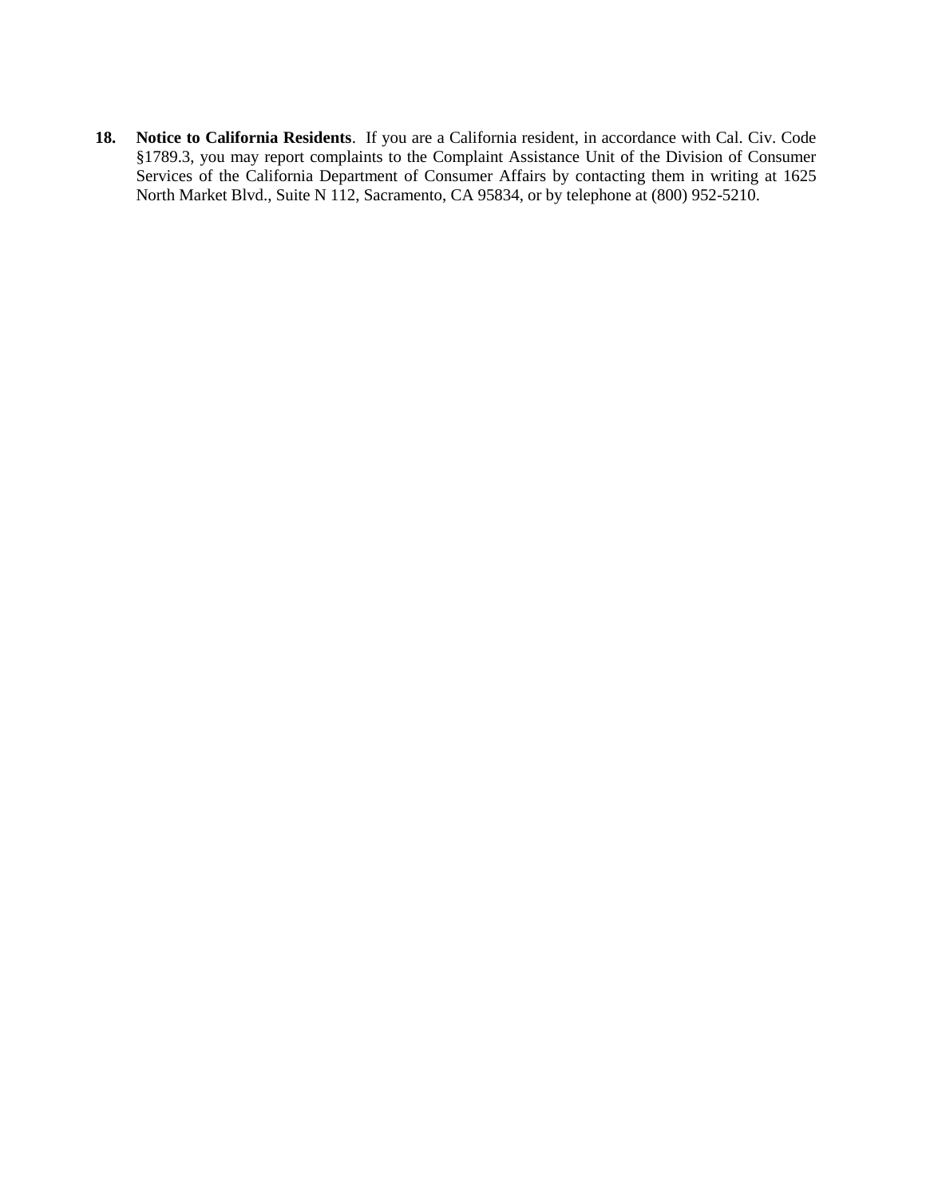**18. Notice to California Residents**. If you are a California resident, in accordance with Cal. Civ. Code §1789.3, you may report complaints to the Complaint Assistance Unit of the Division of Consumer Services of the California Department of Consumer Affairs by contacting them in writing at 1625 North Market Blvd., Suite N 112, Sacramento, CA 95834, or by telephone at (800) 952-5210.